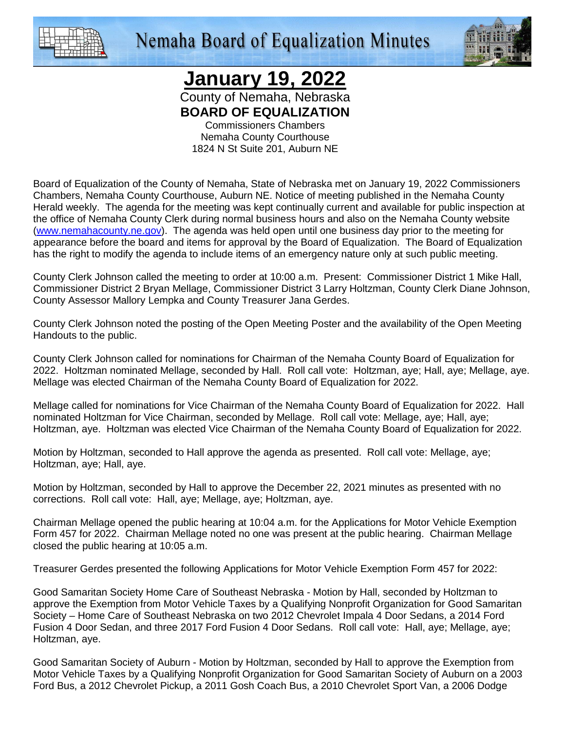# Nemaha Board of Equalization Minutes

## January 19, 2022

County of Nemaha, Nebraska
**BOARD OF EQUALIZATION**
Commissioners Chambers
Nemaha County Courthouse
1824 N St Suite 201, Auburn NE

Board of Equalization of the County of Nemaha, State of Nebraska met on January 19, 2022 Commissioners Chambers, Nemaha County Courthouse, Auburn NE. Notice of meeting published in the Nemaha County Herald weekly. The agenda for the meeting was kept continually current and available for public inspection at the office of Nemaha County Clerk during normal business hours and also on the Nemaha County website (www.nemahacounty.ne.gov). The agenda was held open until one business day prior to the meeting for appearance before the board and items for approval by the Board of Equalization. The Board of Equalization has the right to modify the agenda to include items of an emergency nature only at such public meeting.

County Clerk Johnson called the meeting to order at 10:00 a.m. Present: Commissioner District 1 Mike Hall, Commissioner District 2 Bryan Mellage, Commissioner District 3 Larry Holtzman, County Clerk Diane Johnson, County Assessor Mallory Lempka and County Treasurer Jana Gerdes.

County Clerk Johnson noted the posting of the Open Meeting Poster and the availability of the Open Meeting Handouts to the public.

County Clerk Johnson called for nominations for Chairman of the Nemaha County Board of Equalization for 2022. Holtzman nominated Mellage, seconded by Hall. Roll call vote: Holtzman, aye; Hall, aye; Mellage, aye. Mellage was elected Chairman of the Nemaha County Board of Equalization for 2022.

Mellage called for nominations for Vice Chairman of the Nemaha County Board of Equalization for 2022. Hall nominated Holtzman for Vice Chairman, seconded by Mellage. Roll call vote: Mellage, aye; Hall, aye; Holtzman, aye. Holtzman was elected Vice Chairman of the Nemaha County Board of Equalization for 2022.

Motion by Holtzman, seconded to Hall approve the agenda as presented. Roll call vote: Mellage, aye; Holtzman, aye; Hall, aye.

Motion by Holtzman, seconded by Hall to approve the December 22, 2021 minutes as presented with no corrections. Roll call vote: Hall, aye; Mellage, aye; Holtzman, aye.

Chairman Mellage opened the public hearing at 10:04 a.m. for the Applications for Motor Vehicle Exemption Form 457 for 2022. Chairman Mellage noted no one was present at the public hearing. Chairman Mellage closed the public hearing at 10:05 a.m.

Treasurer Gerdes presented the following Applications for Motor Vehicle Exemption Form 457 for 2022:

Good Samaritan Society Home Care of Southeast Nebraska - Motion by Hall, seconded by Holtzman to approve the Exemption from Motor Vehicle Taxes by a Qualifying Nonprofit Organization for Good Samaritan Society – Home Care of Southeast Nebraska on two 2012 Chevrolet Impala 4 Door Sedans, a 2014 Ford Fusion 4 Door Sedan, and three 2017 Ford Fusion 4 Door Sedans. Roll call vote: Hall, aye; Mellage, aye; Holtzman, aye.

Good Samaritan Society of Auburn - Motion by Holtzman, seconded by Hall to approve the Exemption from Motor Vehicle Taxes by a Qualifying Nonprofit Organization for Good Samaritan Society of Auburn on a 2003 Ford Bus, a 2012 Chevrolet Pickup, a 2011 Gosh Coach Bus, a 2010 Chevrolet Sport Van, a 2006 Dodge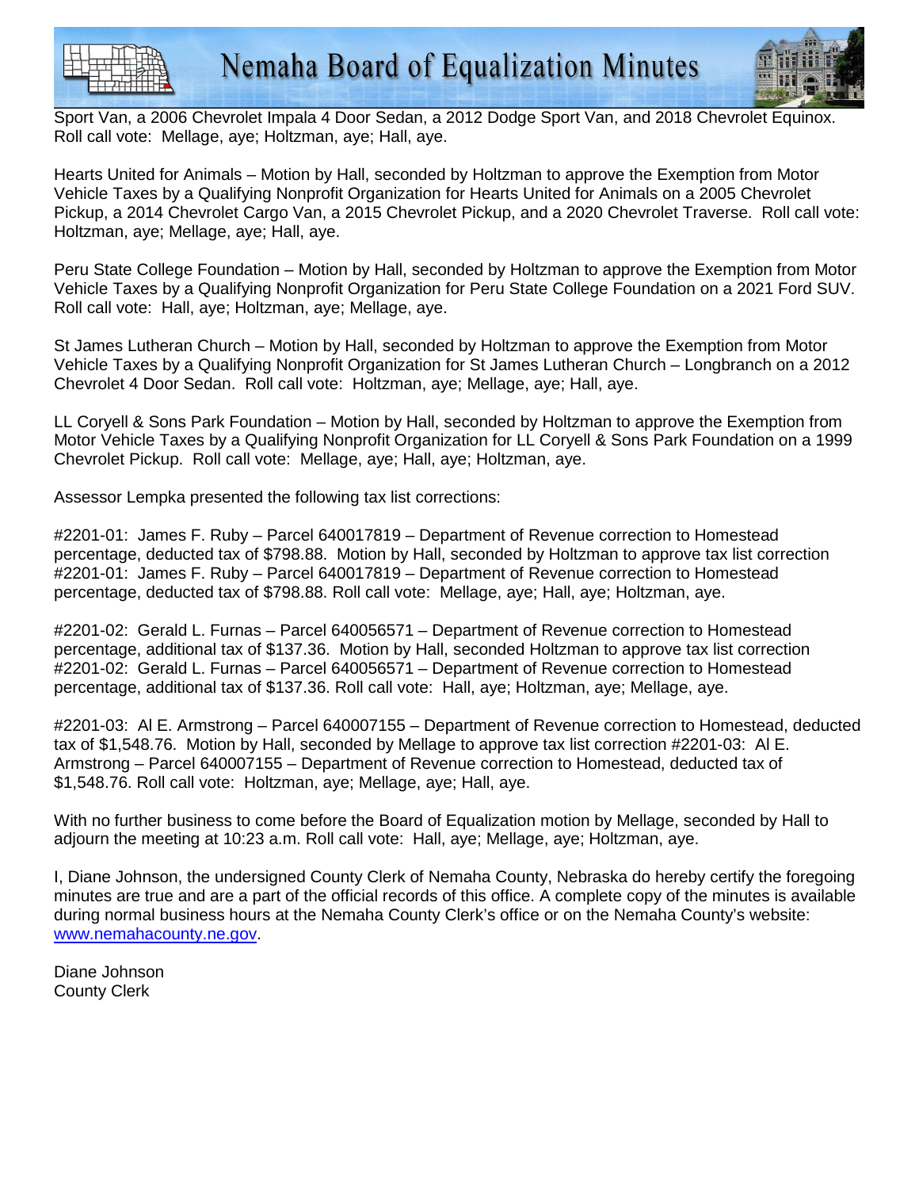Sport Van, a 2006 Chevrolet Impala 4 Door Sedan, a 2012 Dodge Sport Van, and 2018 Chevrolet Equinox. Roll call vote: Mellage, aye; Holtzman, aye; Hall, aye.

Hearts United for Animals – Motion by Hall, seconded by Holtzman to approve the Exemption from Motor Vehicle Taxes by a Qualifying Nonprofit Organization for Hearts United for Animals on a 2005 Chevrolet Pickup, a 2014 Chevrolet Cargo Van, a 2015 Chevrolet Pickup, and a 2020 Chevrolet Traverse. Roll call vote: Holtzman, aye; Mellage, aye; Hall, aye.

Peru State College Foundation – Motion by Hall, seconded by Holtzman to approve the Exemption from Motor Vehicle Taxes by a Qualifying Nonprofit Organization for Peru State College Foundation on a 2021 Ford SUV. Roll call vote: Hall, aye; Holtzman, aye; Mellage, aye.

St James Lutheran Church – Motion by Hall, seconded by Holtzman to approve the Exemption from Motor Vehicle Taxes by a Qualifying Nonprofit Organization for St James Lutheran Church – Longbranch on a 2012 Chevrolet 4 Door Sedan. Roll call vote: Holtzman, aye; Mellage, aye; Hall, aye.

LL Coryell & Sons Park Foundation – Motion by Hall, seconded by Holtzman to approve the Exemption from Motor Vehicle Taxes by a Qualifying Nonprofit Organization for LL Coryell & Sons Park Foundation on a 1999 Chevrolet Pickup. Roll call vote: Mellage, aye; Hall, aye; Holtzman, aye.

Assessor Lempka presented the following tax list corrections:

#2201-01: James F. Ruby – Parcel 640017819 – Department of Revenue correction to Homestead percentage, deducted tax of $798.88. Motion by Hall, seconded by Holtzman to approve tax list correction #2201-01: James F. Ruby – Parcel 640017819 – Department of Revenue correction to Homestead percentage, deducted tax of $798.88. Roll call vote: Mellage, aye; Hall, aye; Holtzman, aye.

#2201-02: Gerald L. Furnas – Parcel 640056571 – Department of Revenue correction to Homestead percentage, additional tax of $137.36. Motion by Hall, seconded Holtzman to approve tax list correction #2201-02: Gerald L. Furnas – Parcel 640056571 – Department of Revenue correction to Homestead percentage, additional tax of $137.36. Roll call vote: Hall, aye; Holtzman, aye; Mellage, aye.

#2201-03: Al E. Armstrong – Parcel 640007155 – Department of Revenue correction to Homestead, deducted tax of $1,548.76. Motion by Hall, seconded by Mellage to approve tax list correction #2201-03: Al E. Armstrong – Parcel 640007155 – Department of Revenue correction to Homestead, deducted tax of $1,548.76. Roll call vote: Holtzman, aye; Mellage, aye; Hall, aye.

With no further business to come before the Board of Equalization motion by Mellage, seconded by Hall to adjourn the meeting at 10:23 a.m. Roll call vote: Hall, aye; Mellage, aye; Holtzman, aye.

I, Diane Johnson, the undersigned County Clerk of Nemaha County, Nebraska do hereby certify the foregoing minutes are true and are a part of the official records of this office. A complete copy of the minutes is available during normal business hours at the Nemaha County Clerk's office or on the Nemaha County's website: www.nemahacounty.ne.gov.

Diane Johnson
County Clerk